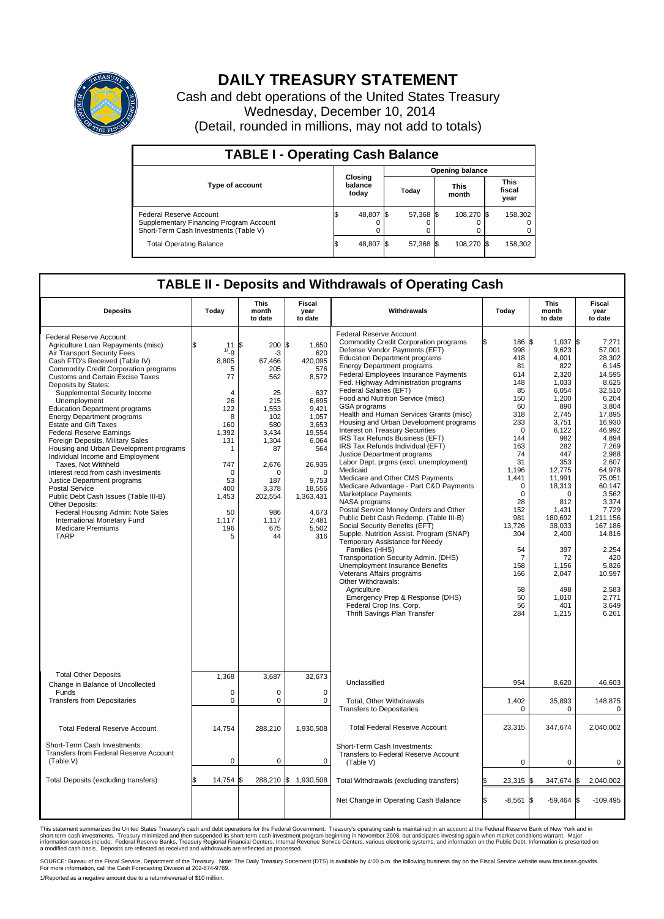# DAILY TREASURY STATEMENT

Cash and debt operations of the United States Treasury
Wednesday, December 10, 2014
(Detail, rounded in millions, may not add to totals)

## TABLE I - Operating Cash Balance

| Type of account | Closing balance today | Opening balance Today | Opening balance This month | Opening balance This fiscal year |
|---|---|---|---|---|
| Federal Reserve Account | $ 48,807 | $ 57,368 | $ 108,270 | $ 158,302 |
| Supplementary Financing Program Account | 0 | 0 | 0 | 0 |
| Short-Term Cash Investments (Table V) | 0 | 0 | 0 | 0 |
| Total Operating Balance | $ 48,807 | $ 57,368 | $ 108,270 | $ 158,302 |

## TABLE II - Deposits and Withdrawals of Operating Cash

| Deposits | Today | This month to date | Fiscal year to date |
|---|---|---|---|
| Federal Reserve Account: | | | |
| Agriculture Loan Repayments (misc) | $ 11 | $ 200 | $ 1,650 |
| Air Transport Security Fees | 1/ -9 | -3 | 620 |
| Cash FTD's Received (Table IV) | 8,805 | 67,466 | 420,095 |
| Commodity Credit Corporation programs | 5 | 205 | 576 |
| Customs and Certain Excise Taxes | 77 | 562 | 8,572 |
| Deposits by States: | | | |
| Supplemental Security Income | 4 | 25 | 637 |
| Unemployment | 26 | 215 | 6,695 |
| Education Department programs | 122 | 1,553 | 9,421 |
| Energy Department programs | 8 | 102 | 1,057 |
| Estate and Gift Taxes | 160 | 580 | 3,653 |
| Federal Reserve Earnings | 1,392 | 3,434 | 19,554 |
| Foreign Deposits, Military Sales | 131 | 1,304 | 6,064 |
| Housing and Urban Development programs | 1 | 87 | 564 |
| Individual Income and Employment Taxes, Not Withheld | 747 | 2,676 | 26,935 |
| Interest recd from cash investments | 0 | 0 | 0 |
| Justice Department programs | 53 | 187 | 9,753 |
| Postal Service | 400 | 3,378 | 18,556 |
| Public Debt Cash Issues (Table III-B) | 1,453 | 202,554 | 1,363,431 |
| Other Deposits: | | | |
| Federal Housing Admin: Note Sales | 50 | 986 | 4,673 |
| International Monetary Fund | 1,117 | 1,117 | 2,481 |
| Medicare Premiums | 196 | 675 | 5,502 |
| TARP | 5 | 44 | 316 |
| Total Other Deposits | 1,368 | 3,687 | 32,673 |
| Change in Balance of Uncollected Funds | 0 | 0 | 0 |
| Transfers from Depositaries | 0 | 0 | 0 |
| Total Federal Reserve Account | 14,754 | 288,210 | 1,930,508 |
| Short-Term Cash Investments: Transfers from Federal Reserve Account (Table V) | 0 | 0 | 0 |
| Total Deposits (excluding transfers) | $ 14,754 | $ 288,210 | $ 1,930,508 |

| Withdrawals | Today | This month to date | Fiscal year to date |
|---|---|---|---|
| Federal Reserve Account: | | | |
| Commodity Credit Corporation programs | $ 186 | $ 1,037 | $ 7,271 |
| Defense Vendor Payments (EFT) | 998 | 9,623 | 57,001 |
| Education Department programs | 418 | 4,001 | 28,302 |
| Energy Department programs | 81 | 822 | 6,145 |
| Federal Employees Insurance Payments | 614 | 2,320 | 14,595 |
| Fed. Highway Administration programs | 148 | 1,033 | 8,625 |
| Federal Salaries (EFT) | 85 | 6,054 | 32,510 |
| Food and Nutrition Service (misc) | 150 | 1,200 | 6,204 |
| GSA programs | 60 | 890 | 3,804 |
| Health and Human Services Grants (misc) | 318 | 2,745 | 17,895 |
| Housing and Urban Development programs | 233 | 3,751 | 16,930 |
| Interest on Treasury Securities | 0 | 6,122 | 46,992 |
| IRS Tax Refunds Business (EFT) | 144 | 982 | 4,894 |
| IRS Tax Refunds Individual (EFT) | 163 | 282 | 7,269 |
| Justice Department programs | 74 | 447 | 2,988 |
| Labor Dept. prgms (excl. unemployment) | 31 | 353 | 2,607 |
| Medicaid | 1,196 | 12,775 | 64,978 |
| Medicare and Other CMS Payments | 1,441 | 11,991 | 75,051 |
| Medicare Advantage - Part C&D Payments | 0 | 18,313 | 60,147 |
| Marketplace Payments | 0 | 0 | 3,562 |
| NASA programs | 28 | 812 | 3,374 |
| Postal Service Money Orders and Other | 152 | 1,431 | 7,729 |
| Public Debt Cash Redemp. (Table III-B) | 981 | 180,692 | 1,211,156 |
| Social Security Benefits (EFT) | 13,726 | 38,033 | 167,186 |
| Supple. Nutrition Assist. Program (SNAP) | 304 | 2,400 | 14,816 |
| Temporary Assistance for Needy Families (HHS) | 54 | 397 | 2,254 |
| Transportation Security Admin. (DHS) | 7 | 72 | 420 |
| Unemployment Insurance Benefits | 158 | 1,156 | 5,826 |
| Veterans Affairs programs | 166 | 2,047 | 10,597 |
| Other Withdrawals: | | | |
| Agriculture | 58 | 498 | 2,583 |
| Emergency Prep & Response (DHS) | 50 | 1,010 | 2,771 |
| Federal Crop Ins. Corp. | 56 | 401 | 3,649 |
| Thrift Savings Plan Transfer | 284 | 1,215 | 6,261 |
| Unclassified | 954 | 8,620 | 46,603 |
| Total, Other Withdrawals | 1,402 | 35,893 | 148,875 |
| Transfers to Depositaries | 0 | 0 | 0 |
| Total Federal Reserve Account | 23,315 | 347,674 | 2,040,002 |
| Short-Term Cash Investments: Transfers to Federal Reserve Account (Table V) | 0 | 0 | 0 |
| Total Withdrawals (excluding transfers) | $ 23,315 | $ 347,674 | $ 2,040,002 |
| Net Change in Operating Cash Balance | $ -8,561 | $ -59,464 | $ -109,495 |

This statement summarizes the United States Treasury's cash and debt operations for the Federal Government. Treasury's operating cash is maintained in an account at the Federal Reserve Bank of New York and in short-term cash investments. Treasury minimized and then suspended its short-term cash investment program beginning in November 2008, but anticipates investing again when market conditions warrant. Major information sources include: Federal Reserve Banks, Treasury Regional Financial Centers, Internal Revenue Service Centers, various electronic systems, and information on the Public Debt. Information is presented on a modified cash basis. Deposits are reflected as received and withdrawals are reflected as processed.

SOURCE: Bureau of the Fiscal Service, Department of the Treasury. Note: The Daily Treasury Statement (DTS) is available by 4:00 p.m. the following business day on the Fiscal Service website www.fms.treas.gov/dts. For more information, call the Cash Forecasting Division at 202-874-9789.

1/Reported as a negative amount due to a return/reversal of $10 million.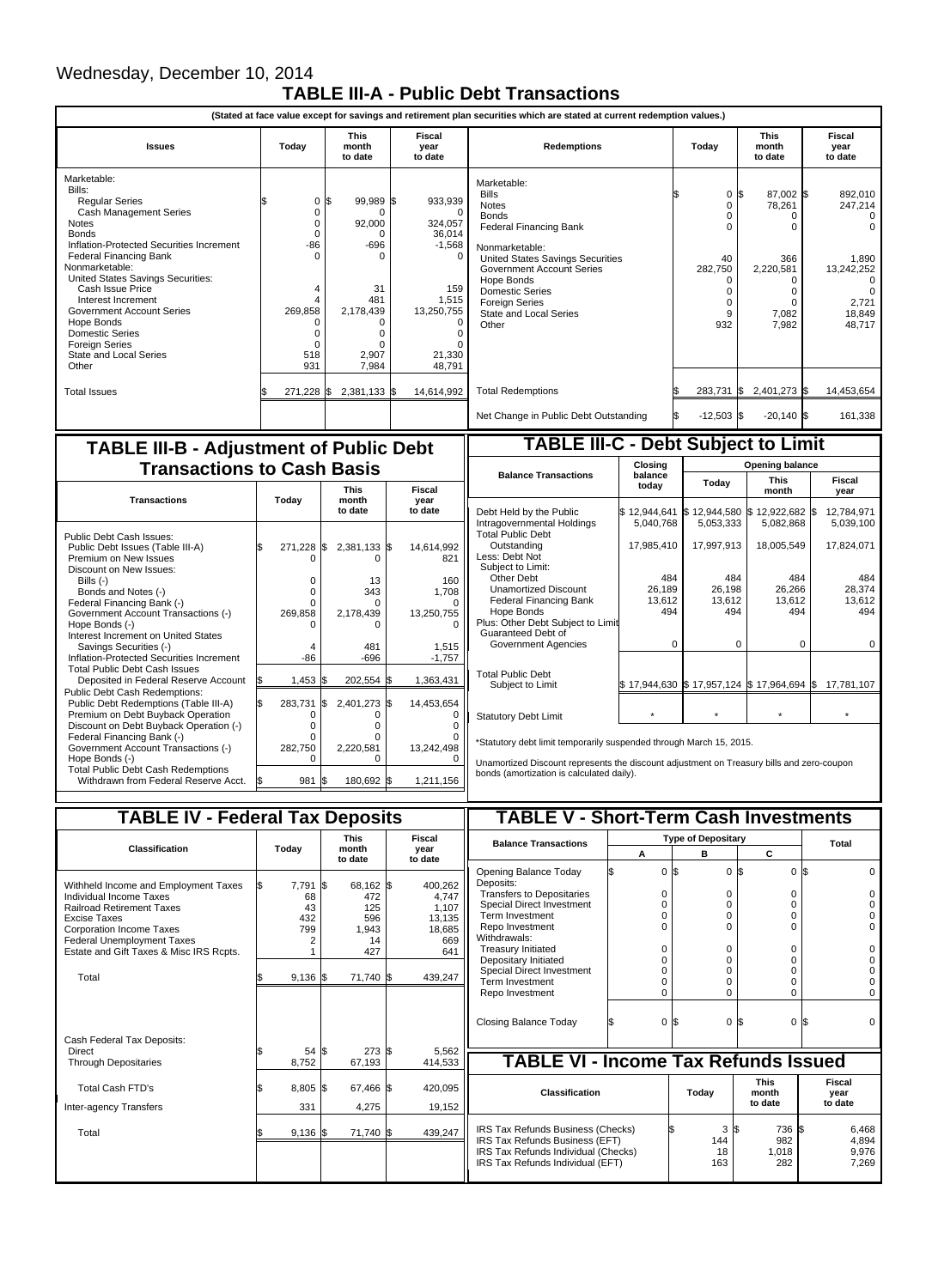Wednesday, December 10, 2014

# TABLE III-A - Public Debt Transactions

(Stated at face value except for savings and retirement plan securities which are stated at current redemption values.)

| Issues | Today | This month to date | Fiscal year to date |
|---|---|---|---|
| Marketable: | | | |
| Bills: | | | |
| Regular Series | $ 0 | $ 99,989 | $ 933,939 |
| Cash Management Series | 0 | 0 | 0 |
| Notes | 0 | 92,000 | 324,057 |
| Bonds | 0 | 0 | 36,014 |
| Inflation-Protected Securities Increment | -86 | -696 | -1,568 |
| Federal Financing Bank | 0 | 0 | 0 |
| Nonmarketable: | | | |
| United States Savings Securities: | | | |
| Cash Issue Price | 4 | 31 | 159 |
| Interest Increment | 4 | 481 | 1,515 |
| Government Account Series | 269,858 | 2,178,439 | 13,250,755 |
| Hope Bonds | 0 | 0 | 0 |
| Domestic Series | 0 | 0 | 0 |
| Foreign Series | 0 | 0 | 0 |
| State and Local Series | 518 | 2,907 | 21,330 |
| Other | 931 | 7,984 | 48,791 |
| Total Issues | $ 271,228 | $ 2,381,133 | $ 14,614,992 |

| Redemptions | Today | This month to date | Fiscal year to date |
|---|---|---|---|
| Marketable: | | | |
| Bills | $ 0 | $ 87,002 | $ 892,010 |
| Notes | 0 | 78,261 | 247,214 |
| Bonds | 0 | 0 | 0 |
| Federal Financing Bank | 0 | 0 | 0 |
| Nonmarketable: | | | |
| United States Savings Securities | 40 | 366 | 1,890 |
| Government Account Series | 282,750 | 2,220,581 | 13,242,252 |
| Hope Bonds | 0 | 0 | 0 |
| Domestic Series | 0 | 0 | 0 |
| Foreign Series | 0 | 0 | 2,721 |
| State and Local Series | 9 | 7,082 | 18,849 |
| Other | 932 | 7,982 | 48,717 |
| Total Redemptions | $ 283,731 | $ 2,401,273 | $ 14,453,654 |
| Net Change in Public Debt Outstanding | $ -12,503 | $ -20,140 | $ 161,338 |

# TABLE III-B - Adjustment of Public Debt Transactions to Cash Basis

| Transactions | Today | This month to date | Fiscal year to date |
|---|---|---|---|
| Public Debt Cash Issues: | | | |
| Public Debt Issues (Table III-A) | $ 271,228 | $ 2,381,133 | $ 14,614,992 |
| Premium on New Issues | 0 | 0 | 821 |
| Discount on New Issues: | | | |
| Bills (-) | 0 | 13 | 160 |
| Bonds and Notes (-) | 0 | 343 | 1,708 |
| Federal Financing Bank (-) | 0 | 0 | 0 |
| Government Account Transactions (-) | 269,858 | 2,178,439 | 13,250,755 |
| Hope Bonds (-) | 0 | 0 | 0 |
| Interest Increment on United States Savings Securities (-) | 4 | 481 | 1,515 |
| Inflation-Protected Securities Increment | -86 | -696 | -1,757 |
| Total Public Debt Cash Issues Deposited in Federal Reserve Account | $ 1,453 | $ 202,554 | $ 1,363,431 |
| Public Debt Cash Redemptions: | | | |
| Public Debt Redemptions (Table III-A) | $ 283,731 | $ 2,401,273 | $ 14,453,654 |
| Premium on Debt Buyback Operation | 0 | 0 | 0 |
| Discount on Debt Buyback Operation (-) | 0 | 0 | 0 |
| Federal Financing Bank (-) | 0 | 0 | 0 |
| Government Account Transactions (-) | 282,750 | 2,220,581 | 13,242,498 |
| Hope Bonds (-) | 0 | 0 | 0 |
| Total Public Debt Cash Redemptions Withdrawn from Federal Reserve Acct. | $ 981 | $ 180,692 | $ 1,211,156 |

# TABLE III-C - Debt Subject to Limit

| Balance Transactions | Closing balance today | Opening balance Today | Opening balance This month | Opening balance Fiscal year |
|---|---|---|---|---|
| Debt Held by the Public | $ 12,944,641 | $ 12,944,580 | $ 12,922,682 | $ 12,784,971 |
| Intragovernmental Holdings | 5,040,768 | 5,053,333 | 5,082,868 | 5,039,100 |
| Total Public Debt Outstanding | 17,985,410 | 17,997,913 | 18,005,549 | 17,824,071 |
| Less: Debt Not Subject to Limit: | | | | |
| Other Debt | 484 | 484 | 484 | 484 |
| Unamortized Discount | 26,189 | 26,198 | 26,266 | 28,374 |
| Federal Financing Bank | 13,612 | 13,612 | 13,612 | 13,612 |
| Hope Bonds | 494 | 494 | 494 | 494 |
| Plus: Other Debt Subject to Limit | | | | |
| Guaranteed Debt of Government Agencies | 0 | 0 | 0 | 0 |
| Total Public Debt Subject to Limit | $ 17,944,630 | $ 17,957,124 | $ 17,964,694 | $ 17,781,107 |
| Statutory Debt Limit | * | * | * | * |

*Statutory debt limit temporarily suspended through March 15, 2015.

Unamortized Discount represents the discount adjustment on Treasury bills and zero-coupon bonds (amortization is calculated daily).

# TABLE IV - Federal Tax Deposits

| Classification | Today | This month to date | Fiscal year to date |
|---|---|---|---|
| Withheld Income and Employment Taxes | $ 7,791 | $ 68,162 | $ 400,262 |
| Individual Income Taxes | 68 | 472 | 4,747 |
| Railroad Retirement Taxes | 43 | 125 | 1,107 |
| Excise Taxes | 432 | 596 | 13,135 |
| Corporation Income Taxes | 799 | 1,943 | 18,685 |
| Federal Unemployment Taxes | 2 | 14 | 669 |
| Estate and Gift Taxes & Misc IRS Rcpts. | 1 | 427 | 641 |
| Total | $ 9,136 | $ 71,740 | $ 439,247 |
| Cash Federal Tax Deposits: | | | |
| Direct | $ 54 | $ 273 | $ 5,562 |
| Through Depositaries | 8,752 | 67,193 | 414,533 |
| Total Cash FTD's | $ 8,805 | $ 67,466 | $ 420,095 |
| Inter-agency Transfers | 331 | 4,275 | 19,152 |
| Total | $ 9,136 | $ 71,740 | $ 439,247 |

# TABLE V - Short-Term Cash Investments

| Balance Transactions | Type of Depositary A | Type of Depositary B | Type of Depositary C | Total |
|---|---|---|---|---|
| Opening Balance Today | $ 0 | $ 0 | $ 0 | $ 0 |
| Deposits: | | | | |
| Transfers to Depositaries | 0 | 0 | 0 | 0 |
| Special Direct Investment | 0 | 0 | 0 | 0 |
| Term Investment | 0 | 0 | 0 | 0 |
| Repo Investment | 0 | 0 | 0 | 0 |
| Withdrawals: | | | | |
| Treasury Initiated | 0 | 0 | 0 | 0 |
| Depositary Initiated | 0 | 0 | 0 | 0 |
| Special Direct Investment | 0 | 0 | 0 | 0 |
| Term Investment | 0 | 0 | 0 | 0 |
| Repo Investment | 0 | 0 | 0 | 0 |
| Closing Balance Today | $ 0 | $ 0 | $ 0 | $ 0 |

# TABLE VI - Income Tax Refunds Issued

| Classification | Today | This month to date | Fiscal year to date |
|---|---|---|---|
| IRS Tax Refunds Business (Checks) | $ 3 | $ 736 | $ 6,468 |
| IRS Tax Refunds Business (EFT) | 144 | 982 | 4,894 |
| IRS Tax Refunds Individual (Checks) | 18 | 1,018 | 9,976 |
| IRS Tax Refunds Individual (EFT) | 163 | 282 | 7,269 |